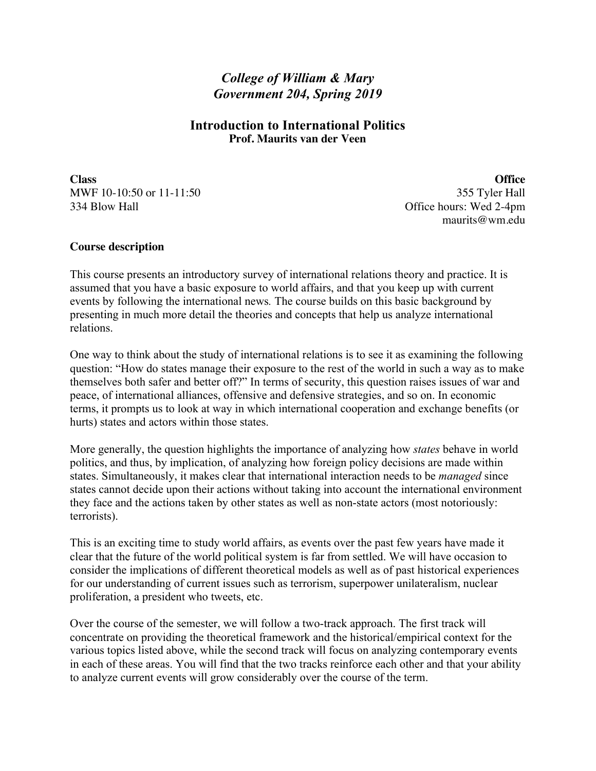# *College of William & Mary*
# *Government 204, Spring 2019*

## Introduction to International Politics
**Prof. Maurits van der Veen**

**Class**
MWF 10-10:50 or 11-11:50
334 Blow Hall

**Office**
355 Tyler Hall
Office hours: Wed 2-4pm
maurits@wm.edu

### Course description

This course presents an introductory survey of international relations theory and practice. It is assumed that you have a basic exposure to world affairs, and that you keep up with current events by following the international news*.* The course builds on this basic background by presenting in much more detail the theories and concepts that help us analyze international relations.

One way to think about the study of international relations is to see it as examining the following question: "How do states manage their exposure to the rest of the world in such a way as to make themselves both safer and better off?" In terms of security, this question raises issues of war and peace, of international alliances, offensive and defensive strategies, and so on. In economic terms, it prompts us to look at way in which international cooperation and exchange benefits (or hurts) states and actors within those states.

More generally, the question highlights the importance of analyzing how *states* behave in world politics, and thus, by implication, of analyzing how foreign policy decisions are made within states. Simultaneously, it makes clear that international interaction needs to be *managed* since states cannot decide upon their actions without taking into account the international environment they face and the actions taken by other states as well as non-state actors (most notoriously: terrorists).

This is an exciting time to study world affairs, as events over the past few years have made it clear that the future of the world political system is far from settled. We will have occasion to consider the implications of different theoretical models as well as of past historical experiences for our understanding of current issues such as terrorism, superpower unilateralism, nuclear proliferation, a president who tweets, etc.

Over the course of the semester, we will follow a two-track approach. The first track will concentrate on providing the theoretical framework and the historical/empirical context for the various topics listed above, while the second track will focus on analyzing contemporary events in each of these areas. You will find that the two tracks reinforce each other and that your ability to analyze current events will grow considerably over the course of the term.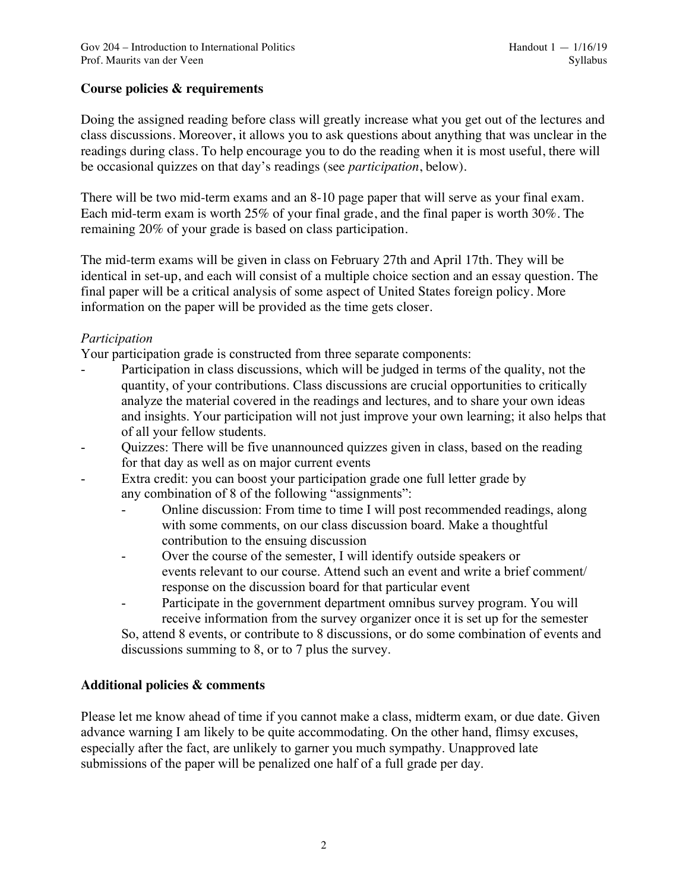**Course policies & requirements**

Doing the assigned reading before class will greatly increase what you get out of the lectures and class discussions. Moreover, it allows you to ask questions about anything that was unclear in the readings during class. To help encourage you to do the reading when it is most useful, there will be occasional quizzes on that day's readings (see *participation*, below).

There will be two mid-term exams and an 8-10 page paper that will serve as your final exam. Each mid-term exam is worth 25% of your final grade, and the final paper is worth 30%. The remaining 20% of your grade is based on class participation.

The mid-term exams will be given in class on February 27th and April 17th. They will be identical in set-up, and each will consist of a multiple choice section and an essay question. The final paper will be a critical analysis of some aspect of United States foreign policy. More information on the paper will be provided as the time gets closer.

*Participation*

Your participation grade is constructed from three separate components:

- Participation in class discussions, which will be judged in terms of the quality, not the quantity, of your contributions. Class discussions are crucial opportunities to critically analyze the material covered in the readings and lectures, and to share your own ideas and insights. Your participation will not just improve your own learning; it also helps that of all your fellow students.
- Quizzes: There will be five unannounced quizzes given in class, based on the reading for that day as well as on major current events
- Extra credit: you can boost your participation grade one full letter grade by any combination of 8 of the following "assignments":
  - Online discussion: From time to time I will post recommended readings, along with some comments, on our class discussion board. Make a thoughtful contribution to the ensuing discussion
  - Over the course of the semester, I will identify outside speakers or events relevant to our course. Attend such an event and write a brief comment/ response on the discussion board for that particular event
  - Participate in the government department omnibus survey program. You will receive information from the survey organizer once it is set up for the semester

  So, attend 8 events, or contribute to 8 discussions, or do some combination of events and discussions summing to 8, or to 7 plus the survey.

**Additional policies & comments**

Please let me know ahead of time if you cannot make a class, midterm exam, or due date. Given advance warning I am likely to be quite accommodating. On the other hand, flimsy excuses, especially after the fact, are unlikely to garner you much sympathy. Unapproved late submissions of the paper will be penalized one half of a full grade per day.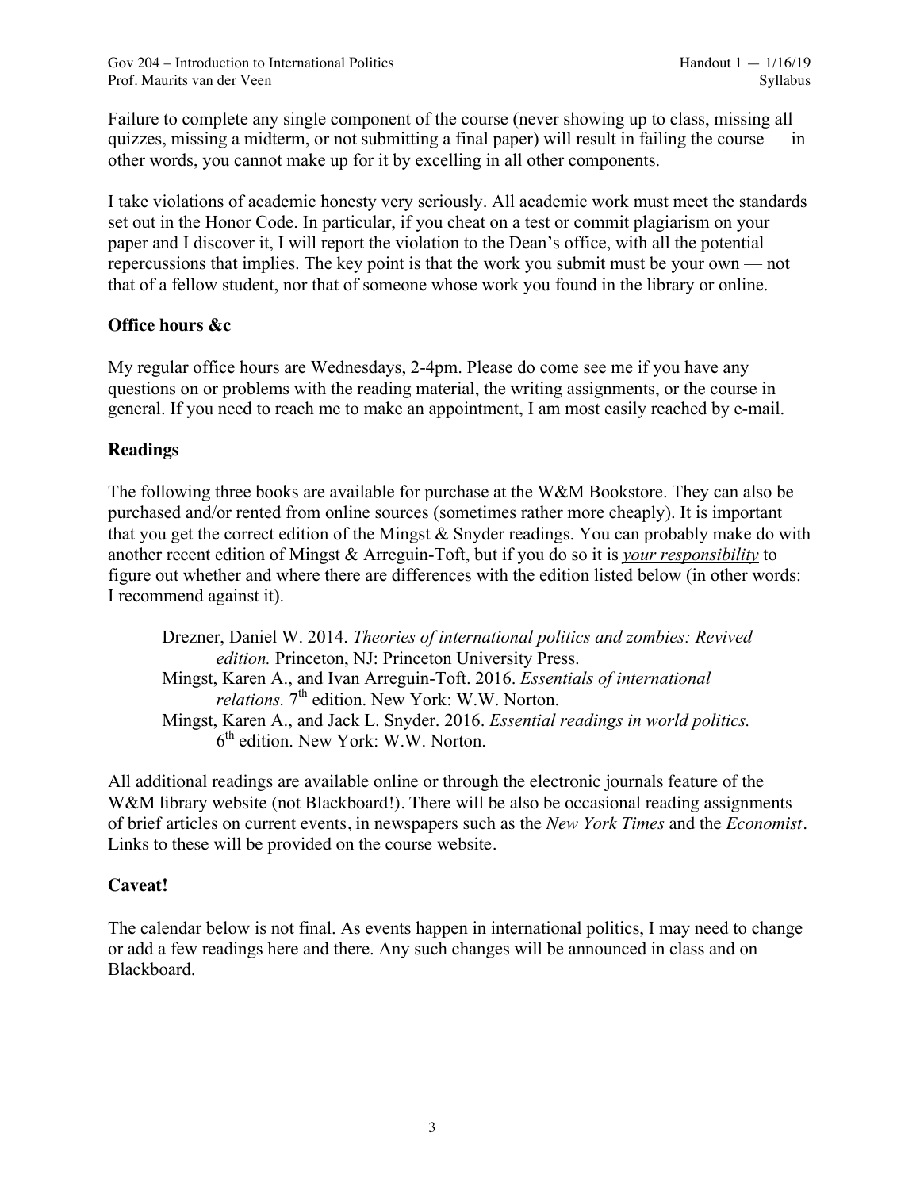Failure to complete any single component of the course (never showing up to class, missing all quizzes, missing a midterm, or not submitting a final paper) will result in failing the course — in other words, you cannot make up for it by excelling in all other components.

I take violations of academic honesty very seriously. All academic work must meet the standards set out in the Honor Code. In particular, if you cheat on a test or commit plagiarism on your paper and I discover it, I will report the violation to the Dean's office, with all the potential repercussions that implies. The key point is that the work you submit must be your own — not that of a fellow student, nor that of someone whose work you found in the library or online.

## Office hours &c

My regular office hours are Wednesdays, 2-4pm. Please do come see me if you have any questions on or problems with the reading material, the writing assignments, or the course in general. If you need to reach me to make an appointment, I am most easily reached by e-mail.

## Readings

The following three books are available for purchase at the W&M Bookstore. They can also be purchased and/or rented from online sources (sometimes rather more cheaply). It is important that you get the correct edition of the Mingst & Snyder readings. You can probably make do with another recent edition of Mingst & Arreguin-Toft, but if you do so it is ***your responsibility*** to figure out whether and where there are differences with the edition listed below (in other words: I recommend against it).

> Drezner, Daniel W. 2014. *Theories of international politics and zombies: Revived edition.* Princeton, NJ: Princeton University Press.
> Mingst, Karen A., and Ivan Arreguin-Toft. 2016. *Essentials of international relations.* 7th edition. New York: W.W. Norton.
> Mingst, Karen A., and Jack L. Snyder. 2016. *Essential readings in world politics.* 6th edition. New York: W.W. Norton.

All additional readings are available online or through the electronic journals feature of the W&M library website (not Blackboard!). There will be also be occasional reading assignments of brief articles on current events, in newspapers such as the *New York Times* and the *Economist*. Links to these will be provided on the course website.

## Caveat!

The calendar below is not final. As events happen in international politics, I may need to change or add a few readings here and there. Any such changes will be announced in class and on Blackboard.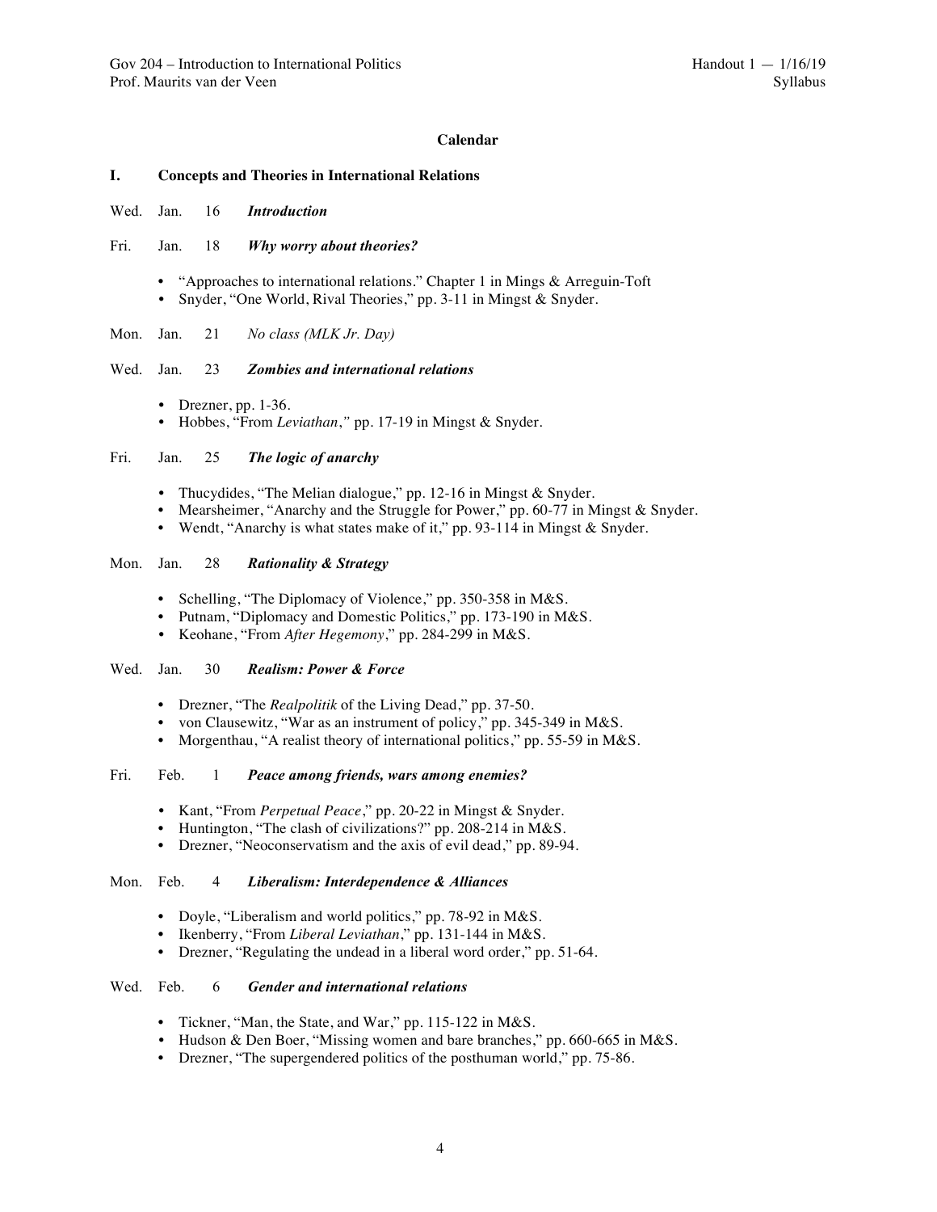**Calendar**

## I. Concepts and Theories in International Relations

Wed. Jan. 16 ***Introduction***

Fri. Jan. 18 ***Why worry about theories?***

- "Approaches to international relations." Chapter 1 in Mings & Arreguin-Toft
- Snyder, "One World, Rival Theories," pp. 3-11 in Mingst & Snyder.

Mon. Jan. 21 *No class (MLK Jr. Day)*

Wed. Jan. 23 ***Zombies and international relations***

- Drezner, pp. 1-36.
- Hobbes, "From *Leviathan*," pp. 17-19 in Mingst & Snyder.

Fri. Jan. 25 ***The logic of anarchy***

- Thucydides, "The Melian dialogue," pp. 12-16 in Mingst & Snyder.
- Mearsheimer, "Anarchy and the Struggle for Power," pp. 60-77 in Mingst & Snyder.
- Wendt, "Anarchy is what states make of it," pp. 93-114 in Mingst & Snyder.

Mon. Jan. 28 ***Rationality & Strategy***

- Schelling, "The Diplomacy of Violence," pp. 350-358 in M&S.
- Putnam, "Diplomacy and Domestic Politics," pp. 173-190 in M&S.
- Keohane, "From *After Hegemony*," pp. 284-299 in M&S.

Wed. Jan. 30 ***Realism: Power & Force***

- Drezner, "The *Realpolitik* of the Living Dead," pp. 37-50.
- von Clausewitz, "War as an instrument of policy," pp. 345-349 in M&S.
- Morgenthau, "A realist theory of international politics," pp. 55-59 in M&S.

Fri. Feb. 1 ***Peace among friends, wars among enemies?***

- Kant, "From *Perpetual Peace*," pp. 20-22 in Mingst & Snyder.
- Huntington, "The clash of civilizations?" pp. 208-214 in M&S.
- Drezner, "Neoconservatism and the axis of evil dead," pp. 89-94.

Mon. Feb. 4 ***Liberalism: Interdependence & Alliances***

- Doyle, "Liberalism and world politics," pp. 78-92 in M&S.
- Ikenberry, "From *Liberal Leviathan*," pp. 131-144 in M&S.
- Drezner, "Regulating the undead in a liberal word order," pp. 51-64.

Wed. Feb. 6 ***Gender and international relations***

- Tickner, "Man, the State, and War," pp. 115-122 in M&S.
- Hudson & Den Boer, "Missing women and bare branches," pp. 660-665 in M&S.
- Drezner, "The supergendered politics of the posthuman world," pp. 75-86.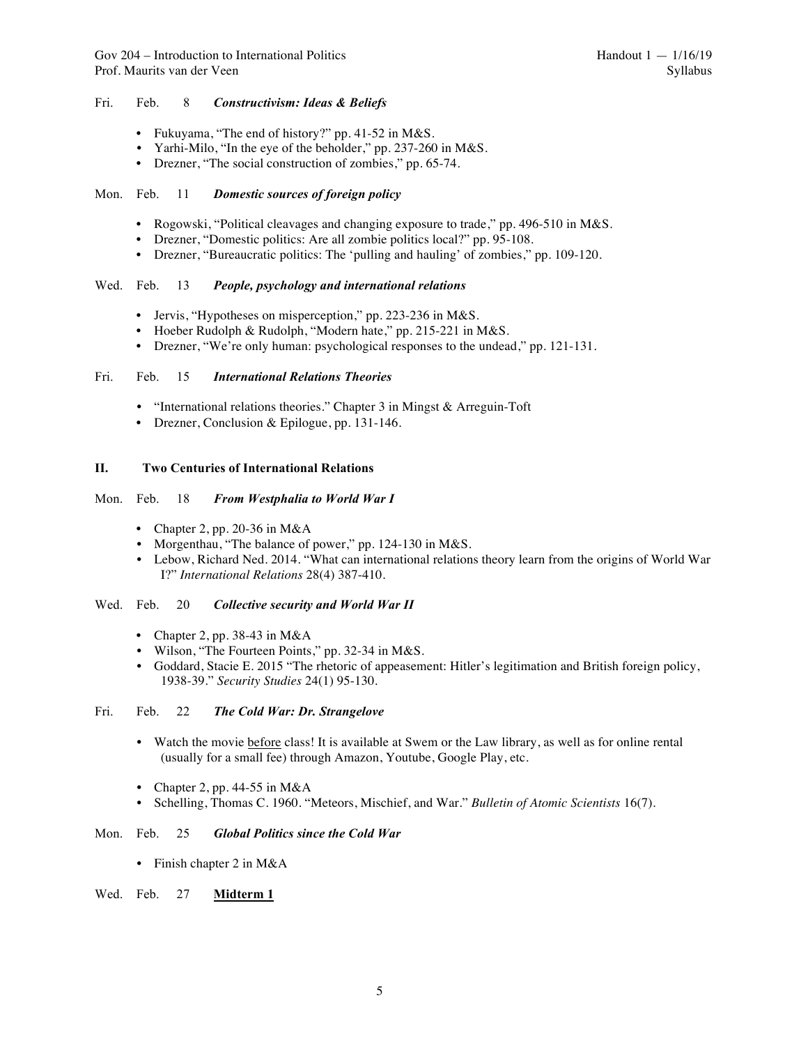Fri. Feb. 8 ***Constructivism: Ideas & Beliefs***

- Fukuyama, "The end of history?" pp. 41-52 in M&S.
- Yarhi-Milo, "In the eye of the beholder," pp. 237-260 in M&S.
- Drezner, "The social construction of zombies," pp. 65-74.

Mon. Feb. 11 ***Domestic sources of foreign policy***

- Rogowski, "Political cleavages and changing exposure to trade," pp. 496-510 in M&S.
- Drezner, "Domestic politics: Are all zombie politics local?" pp. 95-108.
- Drezner, "Bureaucratic politics: The 'pulling and hauling' of zombies," pp. 109-120.

Wed. Feb. 13 ***People, psychology and international relations***

- Jervis, "Hypotheses on misperception," pp. 223-236 in M&S.
- Hoeber Rudolph & Rudolph, "Modern hate," pp. 215-221 in M&S.
- Drezner, "We're only human: psychological responses to the undead," pp. 121-131.

Fri. Feb. 15 ***International Relations Theories***

- "International relations theories." Chapter 3 in Mingst & Arreguin-Toft
- Drezner, Conclusion & Epilogue, pp. 131-146.

## II. Two Centuries of International Relations

Mon. Feb. 18 ***From Westphalia to World War I***

- Chapter 2, pp. 20-36 in M&A
- Morgenthau, "The balance of power," pp. 124-130 in M&S.
- Lebow, Richard Ned. 2014. "What can international relations theory learn from the origins of World War I?" *International Relations* 28(4) 387-410.

Wed. Feb. 20 ***Collective security and World War II***

- Chapter 2, pp. 38-43 in M&A
- Wilson, "The Fourteen Points," pp. 32-34 in M&S.
- Goddard, Stacie E. 2015 "The rhetoric of appeasement: Hitler's legitimation and British foreign policy, 1938-39." *Security Studies* 24(1) 95-130.

Fri. Feb. 22 ***The Cold War: Dr. Strangelove***

- Watch the movie before class! It is available at Swem or the Law library, as well as for online rental (usually for a small fee) through Amazon, Youtube, Google Play, etc.

- Chapter 2, pp. 44-55 in M&A
- Schelling, Thomas C. 1960. "Meteors, Mischief, and War." *Bulletin of Atomic Scientists* 16(7).

Mon. Feb. 25 ***Global Politics since the Cold War***

- Finish chapter 2 in M&A

Wed. Feb. 27 **Midterm 1**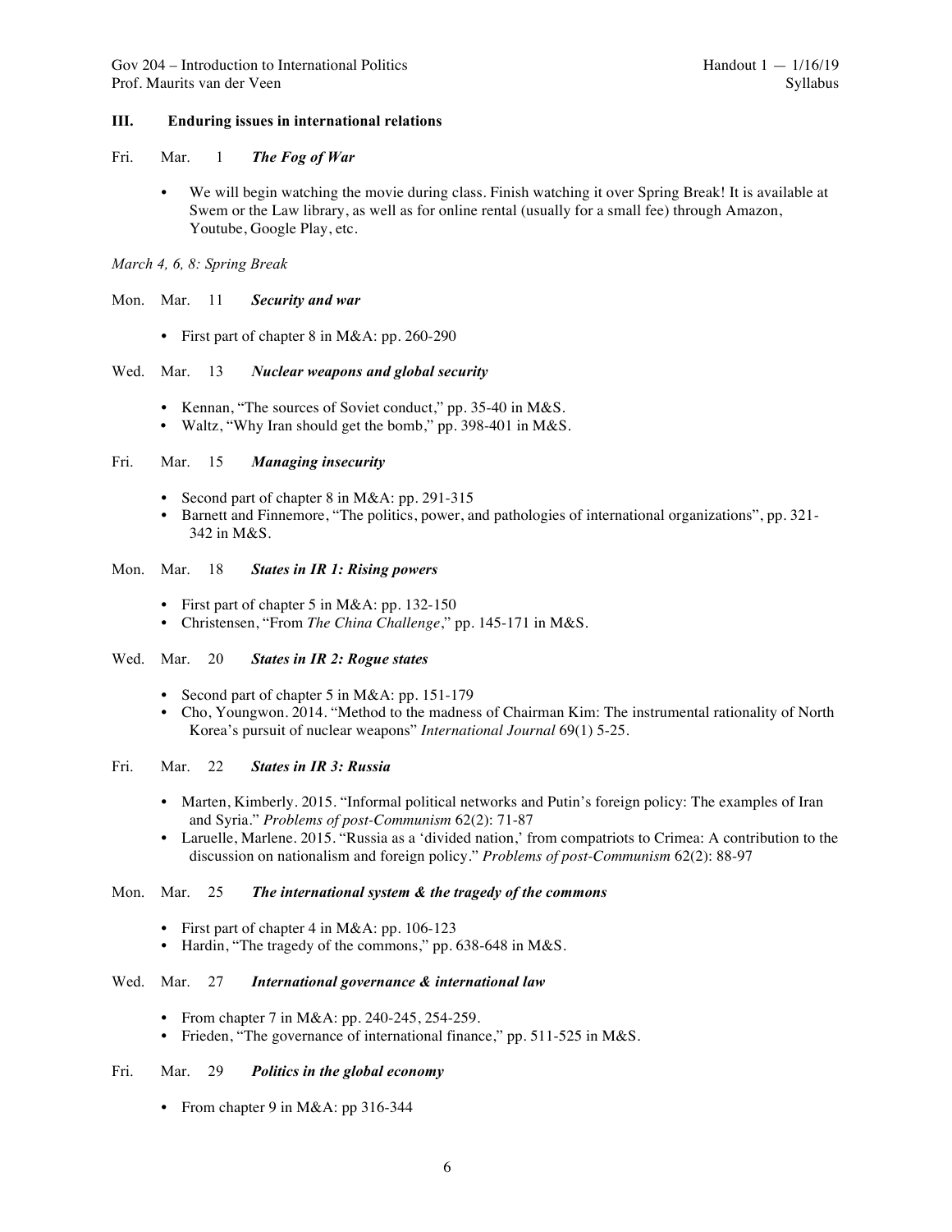### III. Enduring issues in international relations

Fri. Mar. 1 ***The Fog of War***

- We will begin watching the movie during class. Finish watching it over Spring Break! It is available at Swem or the Law library, as well as for online rental (usually for a small fee) through Amazon, Youtube, Google Play, etc.

*March 4, 6, 8: Spring Break*

Mon. Mar. 11 ***Security and war***

- First part of chapter 8 in M&A: pp. 260-290

Wed. Mar. 13 ***Nuclear weapons and global security***

- Kennan, "The sources of Soviet conduct," pp. 35-40 in M&S.
- Waltz, "Why Iran should get the bomb," pp. 398-401 in M&S.

Fri. Mar. 15 ***Managing insecurity***

- Second part of chapter 8 in M&A: pp. 291-315
- Barnett and Finnemore, "The politics, power, and pathologies of international organizations", pp. 321-342 in M&S.

Mon. Mar. 18 ***States in IR 1: Rising powers***

- First part of chapter 5 in M&A: pp. 132-150
- Christensen, "From *The China Challenge*," pp. 145-171 in M&S.

Wed. Mar. 20 ***States in IR 2: Rogue states***

- Second part of chapter 5 in M&A: pp. 151-179
- Cho, Youngwon. 2014. "Method to the madness of Chairman Kim: The instrumental rationality of North Korea's pursuit of nuclear weapons" *International Journal* 69(1) 5-25.

Fri. Mar. 22 ***States in IR 3: Russia***

- Marten, Kimberly. 2015. "Informal political networks and Putin's foreign policy: The examples of Iran and Syria." *Problems of post-Communism* 62(2): 71-87
- Laruelle, Marlene. 2015. "Russia as a 'divided nation,' from compatriots to Crimea: A contribution to the discussion on nationalism and foreign policy." *Problems of post-Communism* 62(2): 88-97

Mon. Mar. 25 ***The international system & the tragedy of the commons***

- First part of chapter 4 in M&A: pp. 106-123
- Hardin, "The tragedy of the commons," pp. 638-648 in M&S.

Wed. Mar. 27 ***International governance & international law***

- From chapter 7 in M&A: pp. 240-245, 254-259.
- Frieden, "The governance of international finance," pp. 511-525 in M&S.

Fri. Mar. 29 ***Politics in the global economy***

- From chapter 9 in M&A: pp 316-344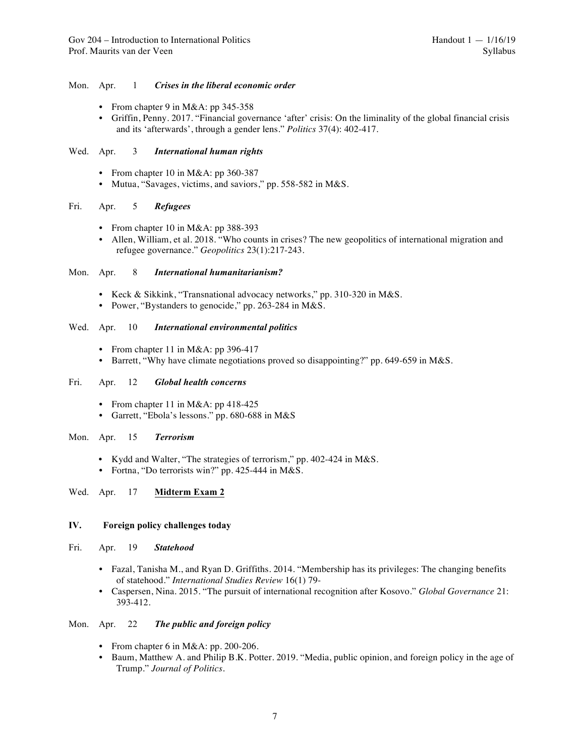Mon. Apr. 1 ***Crises in the liberal economic order***

- From chapter 9 in M&A: pp 345-358
- Griffin, Penny. 2017. "Financial governance 'after' crisis: On the liminality of the global financial crisis and its 'afterwards', through a gender lens." *Politics* 37(4): 402-417.

Wed. Apr. 3 ***International human rights***

- From chapter 10 in M&A: pp 360-387
- Mutua, "Savages, victims, and saviors," pp. 558-582 in M&S.

Fri. Apr. 5 ***Refugees***

- From chapter 10 in M&A: pp 388-393
- Allen, William, et al. 2018. "Who counts in crises? The new geopolitics of international migration and refugee governance." *Geopolitics* 23(1):217-243.

Mon. Apr. 8 ***International humanitarianism?***

- Keck & Sikkink, "Transnational advocacy networks," pp. 310-320 in M&S.
- Power, "Bystanders to genocide," pp. 263-284 in M&S.

Wed. Apr. 10 ***International environmental politics***

- From chapter 11 in M&A: pp 396-417
- Barrett, "Why have climate negotiations proved so disappointing?" pp. 649-659 in M&S.

Fri. Apr. 12 ***Global health concerns***

- From chapter 11 in M&A: pp 418-425
- Garrett, "Ebola's lessons." pp. 680-688 in M&S

Mon. Apr. 15 ***Terrorism***

- Kydd and Walter, "The strategies of terrorism," pp. 402-424 in M&S.
- Fortna, "Do terrorists win?" pp. 425-444 in M&S.

Wed. Apr. 17 **Midterm Exam 2**

## IV. Foreign policy challenges today

Fri. Apr. 19 ***Statehood***

- Fazal, Tanisha M., and Ryan D. Griffiths. 2014. "Membership has its privileges: The changing benefits of statehood." *International Studies Review* 16(1) 79-
- Caspersen, Nina. 2015. "The pursuit of international recognition after Kosovo." *Global Governance* 21: 393-412.

Mon. Apr. 22 ***The public and foreign policy***

- From chapter 6 in M&A: pp. 200-206.
- Baum, Matthew A. and Philip B.K. Potter. 2019. "Media, public opinion, and foreign policy in the age of Trump." *Journal of Politics*.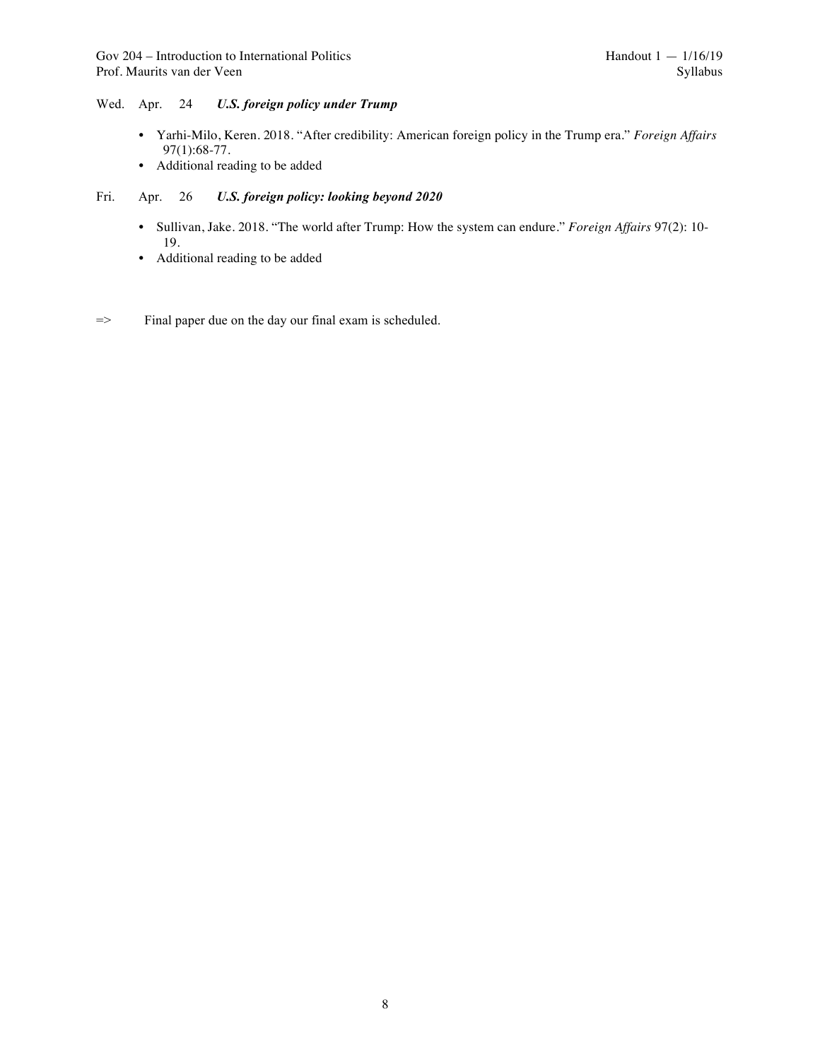Wed. Apr. 24 ***U.S. foreign policy under Trump***

- Yarhi-Milo, Keren. 2018. "After credibility: American foreign policy in the Trump era." *Foreign Affairs* 97(1):68-77.
- Additional reading to be added

Fri. Apr. 26 ***U.S. foreign policy: looking beyond 2020***

- Sullivan, Jake. 2018. "The world after Trump: How the system can endure." *Foreign Affairs* 97(2): 10-19.
- Additional reading to be added

=> Final paper due on the day our final exam is scheduled.